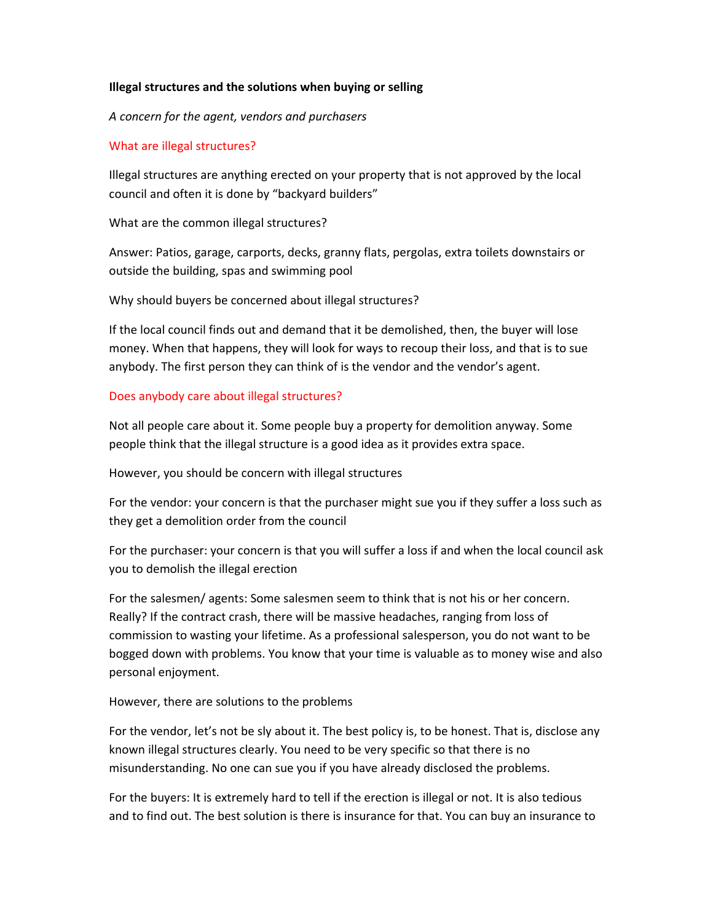**Illegal structures and the solutions when buying or selling**

*A concern for the agent, vendors and purchasers*

## What are illegal structures?

Illegal structures are anything erected on your property that is not approved by the local council and often it is done by "backyard builders"

What are the common illegal structures?

Answer: Patios, garage, carports, decks, granny flats, pergolas, extra toilets downstairs or outside the building, spas and swimming pool

Why should buyers be concerned about illegal structures?

If the local council finds out and demand that it be demolished, then, the buyer will lose money. When that happens, they will look for ways to recoup their loss, and that is to sue anybody. The first person they can think of is the vendor and the vendor's agent.

## Does anybody care about illegal structures?

Not all people care about it. Some people buy a property for demolition anyway. Some people think that the illegal structure is a good idea as it provides extra space.

However, you should be concern with illegal structures

For the vendor: your concern is that the purchaser might sue you if they suffer a loss such as they get a demolition order from the council

For the purchaser: your concern is that you will suffer a loss if and when the local council ask you to demolish the illegal erection

For the salesmen/ agents: Some salesmen seem to think that is not his or her concern. Really? If the contract crash, there will be massive headaches, ranging from loss of commission to wasting your lifetime. As a professional salesperson, you do not want to be bogged down with problems. You know that your time is valuable as to money wise and also personal enjoyment.

However, there are solutions to the problems

For the vendor, let's not be sly about it. The best policy is, to be honest. That is, disclose any known illegal structures clearly. You need to be very specific so that there is no misunderstanding. No one can sue you if you have already disclosed the problems.

For the buyers: It is extremely hard to tell if the erection is illegal or not. It is also tedious and to find out. The best solution is there is insurance for that. You can buy an insurance to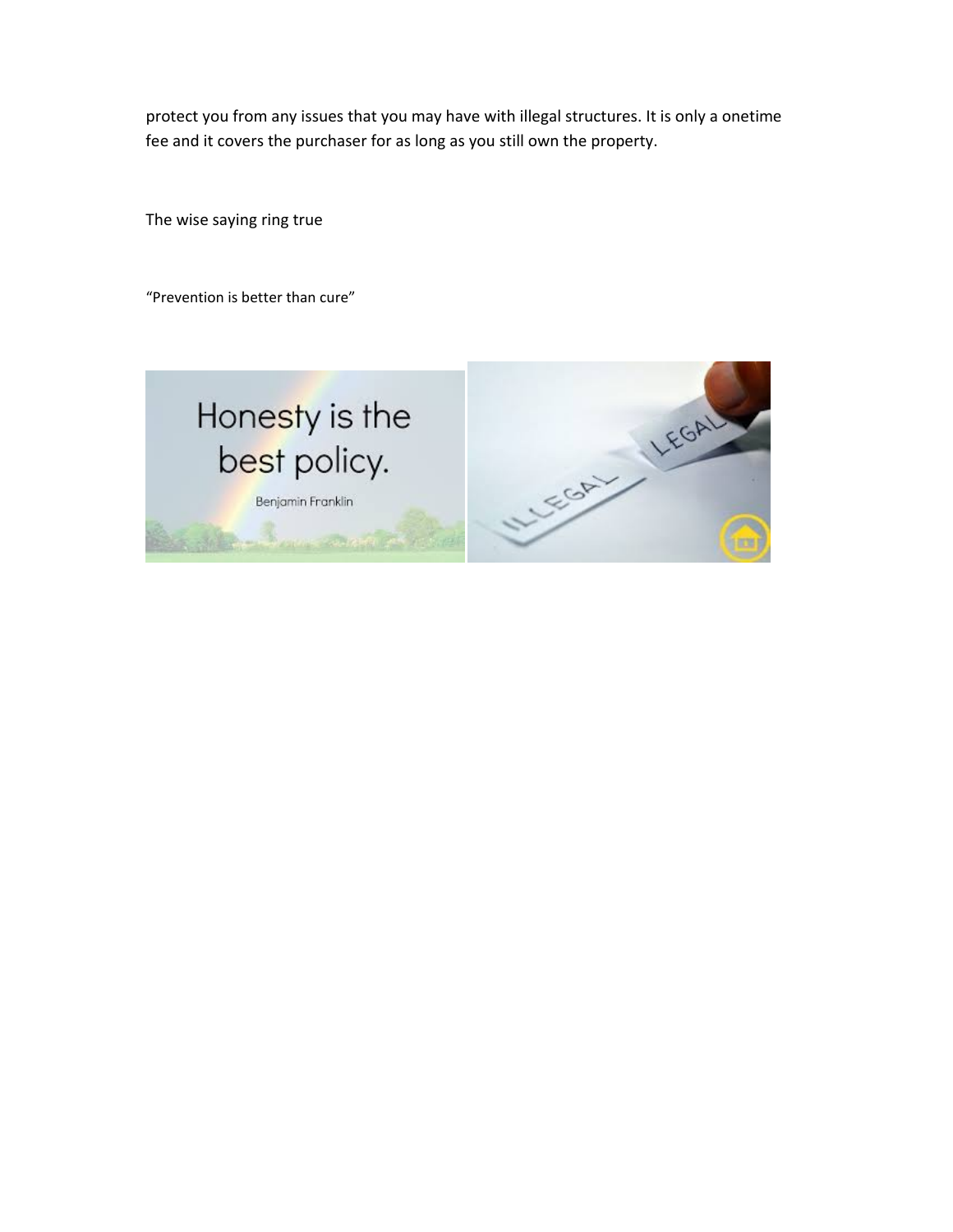protect you from any issues that you may have with illegal structures. It is only a onetime fee and it covers the purchaser for as long as you still own the property.

The wise saying ring true

“Prevention is better than cure”